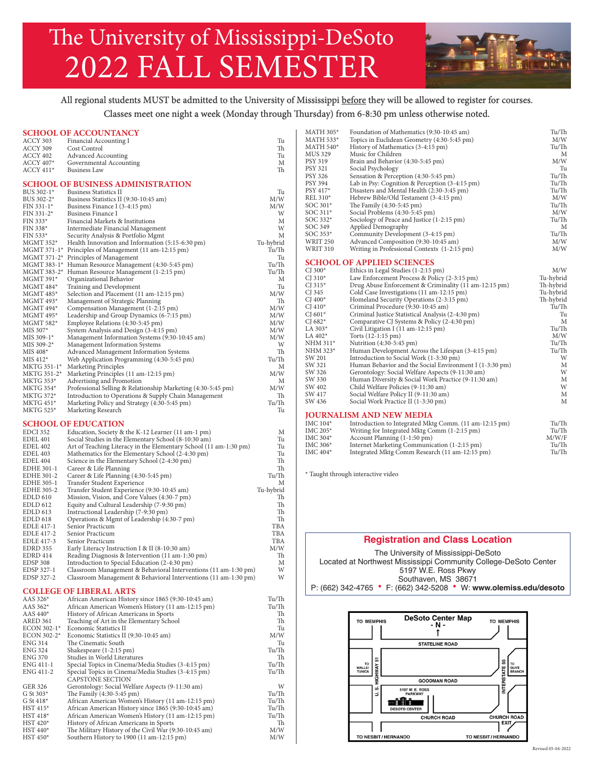# The University of Mississippi-DeSoto 2022 FALL SEMESTER

All regional students MUST be admitted to the University of Mississippi before they will be allowed to register for courses.

Classes meet one night a week (Monday through Thursday) from 6-8:30 pm unless otherwise noted.

## SCHOOL OF ACCOUNTANCY

| Course | Title | Days |
|---|---|---|
| ACCY 303 | Financial Accounting I | Tu |
| ACCY 309 | Cost Control | Th |
| ACCY 402 | Advanced Accounting | Tu |
| ACCY 407* | Governmental Accounting | M |
| ACCY 411* | Business Law | Th |

## SCHOOL OF BUSINESS ADMINISTRATION

| Course | Title | Days |
|---|---|---|
| BUS 302-1* | Business Statistics II | Tu |
| BUS 302-2* | Business Statistics II (9:30-10:45 am) | M/W |
| FIN 331-1* | Business Finance I (3-4:15 pm) | M/W |
| FIN 331-2* | Business Finance I | W |
| FIN 333* | Financial Markets & Institutions | M |
| FIN 338* | Intermediate Financial Management | W |
| FIN 533* | Security Analysis & Portfolio Mgmt | M |
| MGMT 352* | Health Innovation and Information (5:15-6:30 pm) | Tu-hybrid |
| MGMT 371-1* | Principles of Management (11 am-12:15 pm) | Tu/Th |
| MGMT 371-2* | Principles of Management | Tu |
| MGMT 383-1* | Human Resource Management (4:30-5:45 pm) | Tu/Th |
| MGMT 383-2* | Human Resource Management (1-2:15 pm) | Tu/Th |
| MGMT 391* | Organizational Behavior | M |
| MGMT 484* | Training and Development | Tu |
| MGMT 485* | Selection and Placement (11 am-12:15 pm) | M/W |
| MGMT 493* | Management of Strategic Planning | Th |
| MGMT 494* | Compensation Management (1-2:15 pm) | M/W |
| MGMT 495* | Leadership and Group Dynamics (6-7:15 pm) | M/W |
| MGMT 582* | Employee Relations (4:30-5:45 pm) | M/W |
| MIS 307* | System Analysis and Design (3-4:15 pm) | M/W |
| MIS 309-1* | Management Information Systems (9:30-10:45 am) | M/W |
| MIS 309-2* | Management Information Systems | W |
| MIS 408* | Advanced Management Information Systems | Th |
| MIS 412* | Web Application Programming (4:30-5:45 pm) | Tu/Th |
| MKTG 351-1* | Marketing Principles | M |
| MKTG 351-2* | Marketing Principles (11 am-12:15 pm) | M/W |
| MKTG 353* | Advertising and Promotion | M |
| MKTG 354* | Professional Selling & Relationship Marketing (4:30-5:45 pm) | M/W |
| MKTG 372* | Introduction to Operations & Supply Chain Management | Th |
| MKTG 451* | Marketing Policy and Strategy (4:30-5:45 pm) | Tu/Th |
| MKTG 525* | Marketing Research | Tu |

## SCHOOL OF EDUCATION

| Course | Title | Days |
|---|---|---|
| EDCI 352 | Education, Society & the K-12 Learner (11 am-1 pm) | M |
| EDEL 401 | Social Studies in the Elementary School (8-10:30 am) | Tu |
| EDEL 402 | Art of Teaching Literacy in the Elementary School (11 am-1:30 pm) | Tu |
| EDEL 403 | Mathematics for the Elementary School (2-4:30 pm) | Tu |
| EDEL 404 | Science in the Elementary School (2-4:30 pm) | Th |
| EDHE 301-1 | Career & Life Planning | Th |
| EDHE 301-2 | Career & Life Planning (4:30-5:45 pm) | Tu/Th |
| EDHE 305-1 | Transfer Student Experience | M |
| EDHE 305-2 | Transfer Student Experience (9:30-10:45 am) | Tu-hybrid |
| EDLD 610 | Mission, Vision, and Core Values (4:30-7 pm) | Th |
| EDLD 612 | Equity and Cultural Leadership (7-9:30 pm) | Th |
| EDLD 613 | Instructional Leadership (7-9:30 pm) | Th |
| EDLD 618 | Operations & Mgmt of Leadership (4:30-7 pm) | Th |
| EDLE 417-1 | Senior Practicum | TBA |
| EDLE 417-2 | Senior Practicum | TBA |
| EDLE 417-3 | Senior Practicum | TBA |
| EDRD 355 | Early Literacy Instruction I & II (8-10:30 am) | M/W |
| EDRD 414 | Reading Diagnosis & Intervention (11 am-1:30 pm) | Th |
| EDSP 308 | Introduction to Special Education (2-4:30 pm) | M |
| EDSP 327-1 | Classroom Management & Behavioral Interventions (11 am-1:30 pm) | W |
| EDSP 327-2 | Classroom Management & Behavioral Interventions (11 am-1:30 pm) | W |

## COLLEGE OF LIBERAL ARTS

| Course | Title | Days |
|---|---|---|
| AAS 326* | African American History since 1865 (9:30-10:45 am) | Tu/Th |
| AAS 362* | African American Women's History (11 am-12:15 pm) | Tu/Th |
| AAS 440* | History of African Americans in Sports | Th |
| ARED 361 | Teaching of Art in the Elementary School | Th |
| ECON 302-1* | Economic Statistics II | Tu |
| ECON 302-2* | Economic Statistics II (9:30-10:45 am) | M/W |
| ENG 314 | The Cinematic South | Tu |
| ENG 324 | Shakespeare (1-2:15 pm) | Tu/Th |
| ENG 370 | Studies in World Literatures | Th |
| ENG 411-1 | Special Topics in Cinema/Media Studies (3-4:15 pm) | Tu/Th |
| ENG 411-2 | Special Topics in Cinema/Media Studies (3-4:15 pm) CAPSTONE SECTION | Tu/Th |
| GER 326 | Gerontology: Social Welfare Aspects (9-11:30 am) | W |
| G St 303* | The Family (4:30-5:45 pm) | Tu/Th |
| G St 418* | African American Women's History (11 am-12:15 pm) | Tu/Th |
| HST 415* | African American History since 1865 (9:30-10:45 am) | Tu/Th |
| HST 418* | African American Women's History (11 am-12:15 pm) | Tu/Th |
| HST 420* | History of African Americans in Sports | Th |
| HST 440* | The Military History of the Civil War (9:30-10:45 am) | M/W |
| HST 450* | Southern History to 1900 (11 am-12:15 pm) | M/W |
| MATH 305* | Foundation of Mathematics (9:30-10:45 am) | Tu/Th |
| MATH 533* | Topics in Euclidean Geometry (4:30-5:45 pm) | M/W |
| MATH 540* | History of Mathematics (3-4:15 pm) | Tu/Th |
| MUS 329 | Music for Children | M |
| PSY 319 | Brain and Behavior (4:30-5:45 pm) | M/W |
| PSY 321 | Social Psychology | Tu |
| PSY 326 | Sensation & Perception (4:30-5:45 pm) | Tu/Th |
| PSY 394 | Lab in Psy: Cognition & Perception (3-4:15 pm) | Tu/Th |
| PSY 417* | Disasters and Mental Health (2:30-3:45 pm) | Tu/Th |
| REL 310* | Hebrew Bible/Old Testament (3-4:15 pm) | M/W |
| SOC 301* | The Family (4:30-5:45 pm) | Tu/Th |
| SOC 311* | Social Problems (4:30-5:45 pm) | M/W |
| SOC 332* | Sociology of Peace and Justice (1-2:15 pm) | Tu/Th |
| SOC 349 | Applied Demography | M |
| SOC 353* | Community Development (3-4:15 pm) | Tu/Th |
| WRIT 250 | Advanced Composition (9:30-10:45 am) | M/W |
| WRIT 310 | Writing in Professional Contexts (1-2:15 pm) | M/W |

## SCHOOL OF APPLIED SCIENCES

| Course | Title | Days |
|---|---|---|
| CJ 300* | Ethics in Legal Studies (1-2:15 pm) | M/W |
| CJ 310* | Law Enforcement Process & Policy (2-3:15 pm) | Tu-hybrid |
| CJ 315* | Drug Abuse Enforcement & Criminality (11 am-12:15 pm) | Th-hybrid |
| CJ 345 | Cold Case Investigations (11 am-12:15 pm) | Tu-hybrid |
| CJ 400* | Homeland Security Operations (2-3:15 pm) | Th-hybrid |
| CJ 410* | Criminal Procedure (9:30-10:45 am) | Tu/Th |
| CJ 601* | Criminal Justice Statistical Analysis (2-4:30 pm) | Tu |
| CJ 682* | Comparative CJ Systems & Policy (2-4:30 pm) | M |
| LA 303* | Civil Litigation I (11 am-12:15 pm) | Tu/Th |
| LA 402* | Torts (12-1:15 pm) | M/W |
| NHM 311* | Nutrition (4:30-5:45 pm) | Tu/Th |
| NHM 323* | Human Development Across the Lifespan (3-4:15 pm) | Tu/Th |
| SW 201 | Introduction to Social Work (1-3:30 pm) | W |
| SW 321 | Human Behavior and the Social Environment I (1-3:30 pm) | M |
| SW 326 | Gerontology: Social Welfare Aspects (9-11:30 am) | W |
| SW 330 | Human Diversity & Social Work Practice (9-11:30 am) | M |
| SW 402 | Child Welfare Policies (9-11:30 am) | W |
| SW 417 | Social Welfare Policy II (9-11:30 am) | M |
| SW 436 | Social Work Practice II (1-3:30 pm) | M |

## JOURNALISM AND NEW MEDIA

| Course | Title | Days |
|---|---|---|
| IMC 104* | Introduction to Integrated Mktg Comm. (11 am-12:15 pm) | Tu/Th |
| IMC 205* | Writing for Integrated Mktg Comm (1-2:15 pm) | Tu/Th |
| IMC 304* | Account Planning (1-1:50 pm) | M/W/F |
| IMC 306* | Internet Marketing Communication (1-2:15 pm) | Tu/Th |
| IMC 404* | Integrated Mktg Comm Research (11 am-12:15 pm) | Tu/Th |

\* Taught through interactive video

## Registration and Class Location

The University of Mississippi-DeSoto
Located at Northwest Mississippi Community College-DeSoto Center
5197 W.E. Ross Pkwy
Southaven, MS 38671

P: (662) 342-4765 • F: (662) 342-5208 • W: **www.olemiss.edu/desoto**

**DeSoto Center Map - N -**

TO MEMPHIS — TO MEMPHIS — STATELINE ROAD — TO WALLS/TUNICA — U.S. HIGHWAY 51 — INTERSTATE 55 — TO OLIVE BRANCH — GOODMAN ROAD — 5197 W. E. ROSS PARKWAY — DESOTO CENTER — CHURCH ROAD — CHURCH ROAD EXIT — TO NESBIT / HERNANDO — TO NESBIT / HERNANDO

Revised 05-04-2022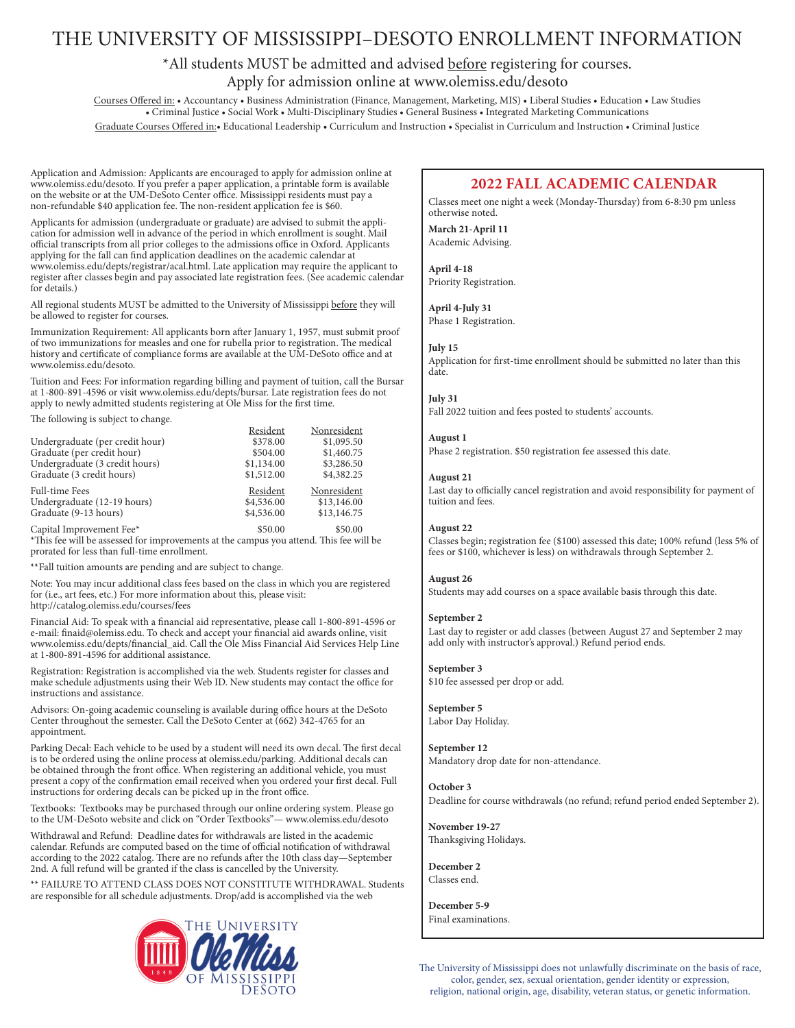# THE UNIVERSITY OF MISSISSIPPI–DESOTO ENROLLMENT INFORMATION

*All students MUST be admitted and advised before registering for courses.
Apply for admission online at www.olemiss.edu/desoto

Courses Offered in: • Accountancy • Business Administration (Finance, Management, Marketing, MIS) • Liberal Studies • Education • Law Studies • Criminal Justice • Social Work • Multi-Disciplinary Studies • General Business • Integrated Marketing Communications

Graduate Courses Offered in:• Educational Leadership • Curriculum and Instruction • Specialist in Curriculum and Instruction • Criminal Justice

Application and Admission: Applicants are encouraged to apply for admission online at www.olemiss.edu/desoto. If you prefer a paper application, a printable form is available on the website or at the UM-DeSoto Center office. Mississippi residents must pay a non-refundable $40 application fee. The non-resident application fee is $60.

Applicants for admission (undergraduate or graduate) are advised to submit the application for admission well in advance of the period in which enrollment is sought. Mail official transcripts from all prior colleges to the admissions office in Oxford. Applicants applying for the fall can find application deadlines on the academic calendar at www.olemiss.edu/depts/registrar/acal.html. Late application may require the applicant to register after classes begin and pay associated late registration fees. (See academic calendar for details.)

All regional students MUST be admitted to the University of Mississippi before they will be allowed to register for courses.

Immunization Requirement: All applicants born after January 1, 1957, must submit proof of two immunizations for measles and one for rubella prior to registration. The medical history and certificate of compliance forms are available at the UM-DeSoto office and at www.olemiss.edu/desoto.

Tuition and Fees: For information regarding billing and payment of tuition, call the Bursar at 1-800-891-4596 or visit www.olemiss.edu/depts/bursar. Late registration fees do not apply to newly admitted students registering at Ole Miss for the first time.

The following is subject to change.

| | Resident | Nonresident |
|---|---|---|
| Undergraduate (per credit hour) | $378.00 | $1,095.50 |
| Graduate (per credit hour) | $504.00 | $1,460.75 |
| Undergraduate (3 credit hours) | $1,134.00 | $3,286.50 |
| Graduate (3 credit hours) | $1,512.00 | $4,382.25 |
| **Full-time Fees** | **Resident** | **Nonresident** |
| Undergraduate (12-19 hours) | $4,536.00 | $13,146.00 |
| Graduate (9-13 hours) | $4,536.00 | $13,146.75 |
| Capital Improvement Fee* | $50.00 | $50.00 |

*This fee will be assessed for improvements at the campus you attend. This fee will be prorated for less than full-time enrollment.

**Fall tuition amounts are pending and are subject to change.

Note: You may incur additional class fees based on the class in which you are registered for (i.e., art fees, etc.) For more information about this, please visit: http://catalog.olemiss.edu/courses/fees

Financial Aid: To speak with a financial aid representative, please call 1-800-891-4596 or e-mail: finaid@olemiss.edu. To check and accept your financial aid awards online, visit www.olemiss.edu/depts/financial_aid. Call the Ole Miss Financial Aid Services Help Line at 1-800-891-4596 for additional assistance.

Registration: Registration is accomplished via the web. Students register for classes and make schedule adjustments using their Web ID. New students may contact the office for instructions and assistance.

Advisors: On-going academic counseling is available during office hours at the DeSoto Center throughout the semester. Call the DeSoto Center at (662) 342-4765 for an appointment.

Parking Decal: Each vehicle to be used by a student will need its own decal. The first decal is to be ordered using the online process at olemiss.edu/parking. Additional decals can be obtained through the front office. When registering an additional vehicle, you must present a copy of the confirmation email received when you ordered your first decal. Full instructions for ordering decals can be picked up in the front office.

Textbooks: Textbooks may be purchased through our online ordering system. Please go to the UM-DeSoto website and click on "Order Textbooks"— www.olemiss.edu/desoto

Withdrawal and Refund: Deadline dates for withdrawals are listed in the academic calendar. Refunds are computed based on the time of official notification of withdrawal according to the 2022 catalog. There are no refunds after the 10th class day—September 2nd. A full refund will be granted if the class is cancelled by the University.

** FAILURE TO ATTEND CLASS DOES NOT CONSTITUTE WITHDRAWAL. Students are responsible for all schedule adjustments. Drop/add is accomplished via the web

THE UNIVERSITY Ole Miss OF MISSISSIPPI DeSOTO

## 2022 FALL ACADEMIC CALENDAR

Classes meet one night a week (Monday-Thursday) from 6-8:30 pm unless otherwise noted.

**March 21-April 11**
Academic Advising.

**April 4-18**
Priority Registration.

**April 4-July 31**
Phase 1 Registration.

**July 15**
Application for first-time enrollment should be submitted no later than this date.

**July 31**
Fall 2022 tuition and fees posted to students' accounts.

**August 1**
Phase 2 registration. $50 registration fee assessed this date.

**August 21**
Last day to officially cancel registration and avoid responsibility for payment of tuition and fees.

**August 22**
Classes begin; registration fee ($100) assessed this date; 100% refund (less 5% of fees or $100, whichever is less) on withdrawals through September 2.

**August 26**
Students may add courses on a space available basis through this date.

**September 2**
Last day to register or add classes (between August 27 and September 2 may add only with instructor's approval.) Refund period ends.

**September 3**
$10 fee assessed per drop or add.

**September 5**
Labor Day Holiday.

**September 12**
Mandatory drop date for non-attendance.

**October 3**
Deadline for course withdrawals (no refund; refund period ended September 2).

**November 19-27**
Thanksgiving Holidays.

**December 2**
Classes end.

**December 5-9**
Final examinations.

The University of Mississippi does not unlawfully discriminate on the basis of race, color, gender, sex, sexual orientation, gender identity or expression, religion, national origin, age, disability, veteran status, or genetic information.